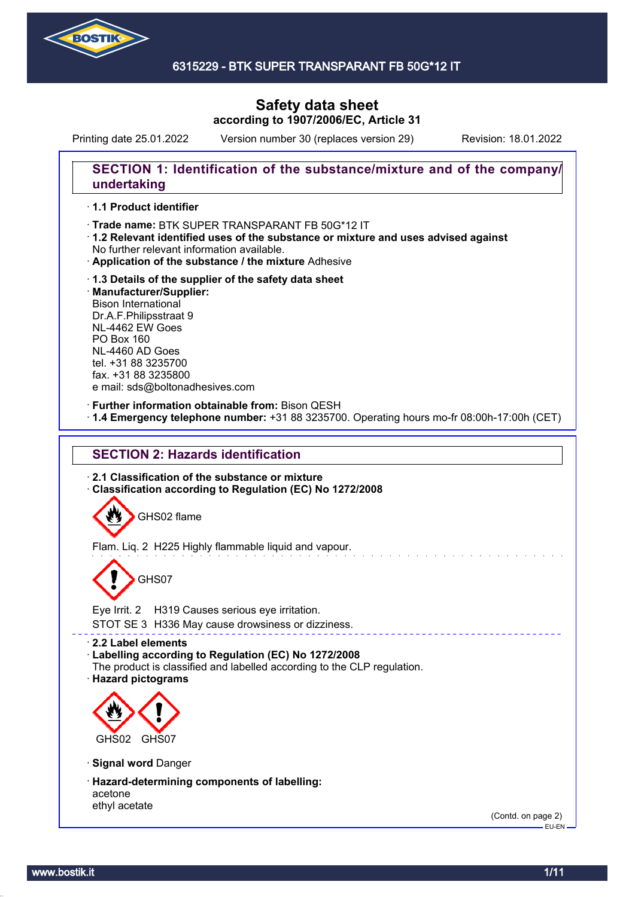# 6315229 - BTK SUPER TRANSPARANT FB 50G*12 IT

## Safety data sheet
**according to 1907/2006/EC, Article 31**

Printing date 25.01.2022 Version number 30 (replaces version 29) Revision: 18.01.2022

## SECTION 1: Identification of the substance/mixture and of the company/undertaking

· **1.1 Product identifier**

· **Trade name:** BTK SUPER TRANSPARANT FB 50G*12 IT
· **1.2 Relevant identified uses of the substance or mixture and uses advised against**
No further relevant information available.
· **Application of the substance / the mixture** Adhesive

· **1.3 Details of the supplier of the safety data sheet**
· **Manufacturer/Supplier:**
Bison International
Dr.A.F.Philipsstraat 9
NL-4462 EW Goes
PO Box 160
NL-4460 AD Goes
tel. +31 88 3235700
fax. +31 88 3235800
e mail: sds@boltonadhesives.com

· **Further information obtainable from:** Bison QESH
· **1.4 Emergency telephone number:** +31 88 3235700. Operating hours mo-fr 08:00h-17:00h (CET)

## SECTION 2: Hazards identification

· **2.1 Classification of the substance or mixture**
· **Classification according to Regulation (EC) No 1272/2008**

GHS02 flame

Flam. Liq. 2 H225 Highly flammable liquid and vapour.

GHS07

Eye Irrit. 2 H319 Causes serious eye irritation.
STOT SE 3 H336 May cause drowsiness or dizziness.

· **2.2 Label elements**
· **Labelling according to Regulation (EC) No 1272/2008**
The product is classified and labelled according to the CLP regulation.
· **Hazard pictograms**

GHS02 GHS07

· **Signal word** Danger

· **Hazard-determining components of labelling:**
acetone
ethyl acetate

(Contd. on page 2)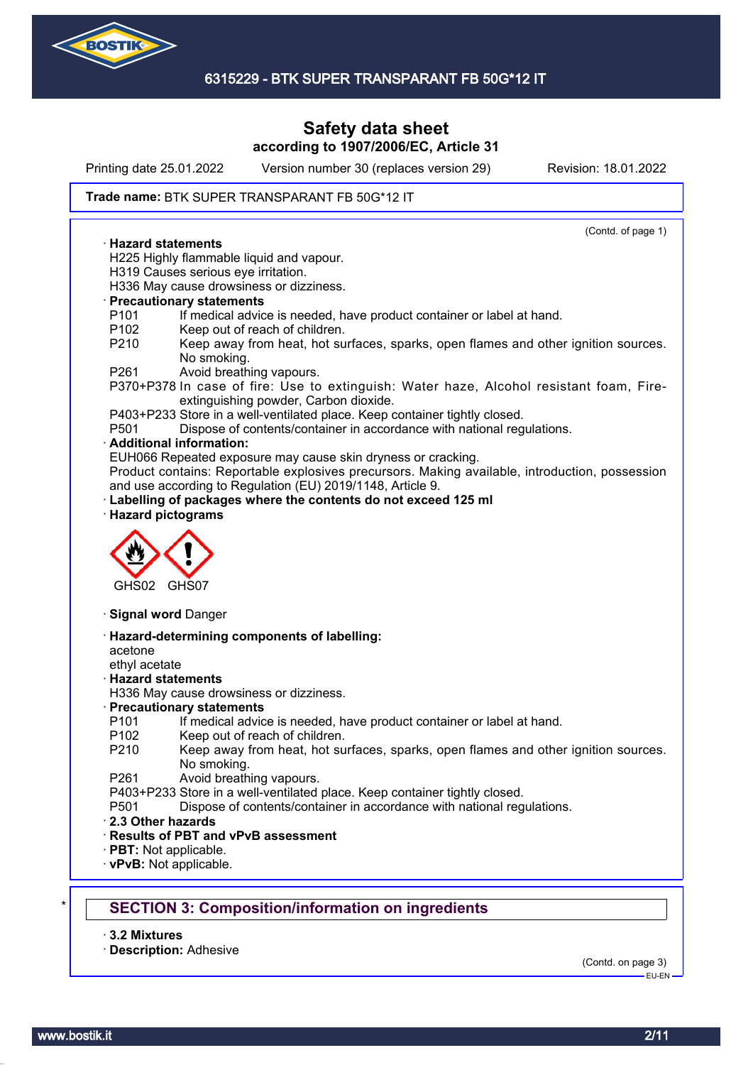# Safety data sheet

**according to 1907/2006/EC, Article 31**

Printing date 25.01.2022 Version number 30 (replaces version 29) Revision: 18.01.2022

**Trade name:** BTK SUPER TRANSPARANT FB 50G*12 IT

(Contd. of page 1)

· **Hazard statements**
H225 Highly flammable liquid and vapour.
H319 Causes serious eye irritation.
H336 May cause drowsiness or dizziness.

· **Precautionary statements**
P101 If medical advice is needed, have product container or label at hand.
P102 Keep out of reach of children.
P210 Keep away from heat, hot surfaces, sparks, open flames and other ignition sources. No smoking.
P261 Avoid breathing vapours.
P370+P378 In case of fire: Use to extinguish: Water haze, Alcohol resistant foam, Fire-extinguishing powder, Carbon dioxide.
P403+P233 Store in a well-ventilated place. Keep container tightly closed.
P501 Dispose of contents/container in accordance with national regulations.

· **Additional information:**
EUH066 Repeated exposure may cause skin dryness or cracking.
Product contains: Reportable explosives precursors. Making available, introduction, possession and use according to Regulation (EU) 2019/1148, Article 9.

· **Labelling of packages where the contents do not exceed 125 ml**

· **Hazard pictograms**

GHS02 GHS07

· **Signal word** Danger

· **Hazard-determining components of labelling:**
acetone
ethyl acetate

· **Hazard statements**
H336 May cause drowsiness or dizziness.

· **Precautionary statements**
P101 If medical advice is needed, have product container or label at hand.
P102 Keep out of reach of children.
P210 Keep away from heat, hot surfaces, sparks, open flames and other ignition sources. No smoking.
P261 Avoid breathing vapours.
P403+P233 Store in a well-ventilated place. Keep container tightly closed.
P501 Dispose of contents/container in accordance with national regulations.

· **2.3 Other hazards**

· **Results of PBT and vPvB assessment**

· **PBT:** Not applicable.

· **vPvB:** Not applicable.

## SECTION 3: Composition/information on ingredients

· **3.2 Mixtures**

· **Description:** Adhesive

(Contd. on page 3)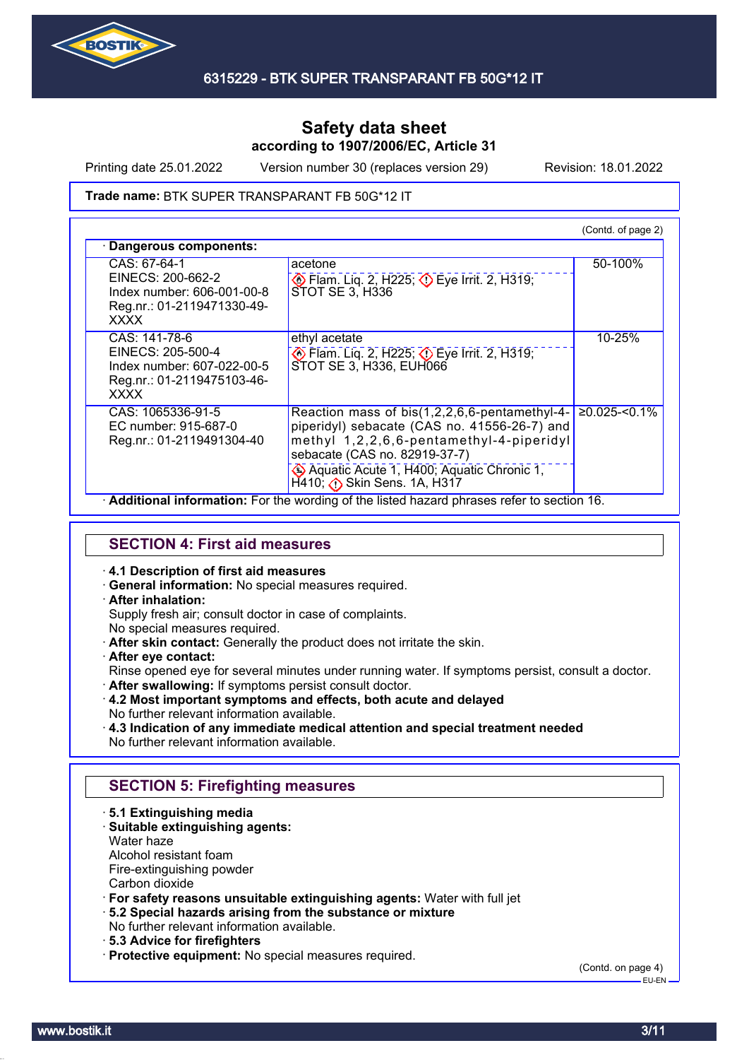Safety data sheet

according to 1907/2006/EC, Article 31

Printing date 25.01.2022 Version number 30 (replaces version 29) Revision: 18.01.2022

**Trade name:** BTK SUPER TRANSPARANT FB 50G*12 IT

(Contd. of page 2)

· **Dangerous components:**

| | | |
|---|---|---|
| CAS: 67-64-1<br>EINECS: 200-662-2<br>Index number: 606-001-00-8<br>Reg.nr.: 01-2119471330-49-XXXX | acetone<br>Flam. Liq. 2, H225; Eye Irrit. 2, H319; STOT SE 3, H336 | 50-100% |
| CAS: 141-78-6<br>EINECS: 205-500-4<br>Index number: 607-022-00-5<br>Reg.nr.: 01-2119475103-46-XXXX | ethyl acetate<br>Flam. Liq. 2, H225; Eye Irrit. 2, H319; STOT SE 3, H336, EUH066 | 10-25% |
| CAS: 1065336-91-5<br>EC number: 915-687-0<br>Reg.nr.: 01-2119491304-40 | Reaction mass of bis(1,2,2,6,6-pentamethyl-4-piperidyl) sebacate (CAS no. 41556-26-7) and methyl 1,2,2,6,6-pentamethyl-4-piperidyl sebacate (CAS no. 82919-37-7)<br>Aquatic Acute 1, H400; Aquatic Chronic 1, H410; Skin Sens. 1A, H317 | ≥0.025-<0.1% |

· **Additional information:** For the wording of the listed hazard phrases refer to section 16.

## SECTION 4: First aid measures

· **4.1 Description of first aid measures**
· **General information:** No special measures required.
· **After inhalation:**
Supply fresh air; consult doctor in case of complaints.
No special measures required.
· **After skin contact:** Generally the product does not irritate the skin.
· **After eye contact:**
Rinse opened eye for several minutes under running water. If symptoms persist, consult a doctor.
· **After swallowing:** If symptoms persist consult doctor.
· **4.2 Most important symptoms and effects, both acute and delayed**
No further relevant information available.
· **4.3 Indication of any immediate medical attention and special treatment needed**
No further relevant information available.

## SECTION 5: Firefighting measures

· **5.1 Extinguishing media**
· **Suitable extinguishing agents:**
Water haze
Alcohol resistant foam
Fire-extinguishing powder
Carbon dioxide
· **For safety reasons unsuitable extinguishing agents:** Water with full jet
· **5.2 Special hazards arising from the substance or mixture**
No further relevant information available.
· **5.3 Advice for firefighters**
· **Protective equipment:** No special measures required.

(Contd. on page 4)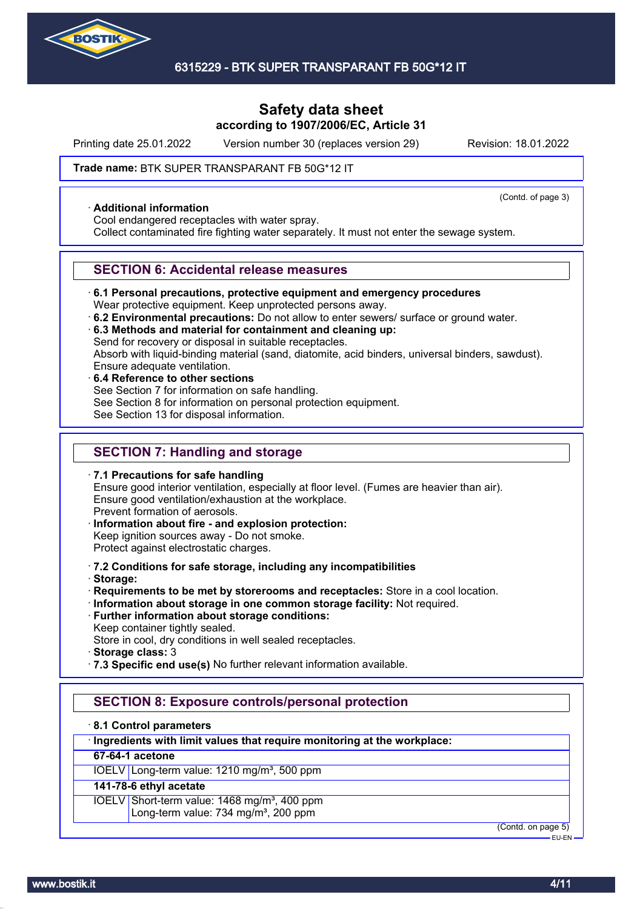**Trade name:** BTK SUPER TRANSPARANT FB 50G*12 IT

(Contd. of page 3)

· **Additional information**
Cool endangered receptacles with water spray.
Collect contaminated fire fighting water separately. It must not enter the sewage system.

## SECTION 6: Accidental release measures

· **6.1 Personal precautions, protective equipment and emergency procedures**
Wear protective equipment. Keep unprotected persons away.
· **6.2 Environmental precautions:** Do not allow to enter sewers/ surface or ground water.
· **6.3 Methods and material for containment and cleaning up:**
Send for recovery or disposal in suitable receptacles.
Absorb with liquid-binding material (sand, diatomite, acid binders, universal binders, sawdust).
Ensure adequate ventilation.
· **6.4 Reference to other sections**
See Section 7 for information on safe handling.
See Section 8 for information on personal protection equipment.
See Section 13 for disposal information.

## SECTION 7: Handling and storage

· **7.1 Precautions for safe handling**
Ensure good interior ventilation, especially at floor level. (Fumes are heavier than air).
Ensure good ventilation/exhaustion at the workplace.
Prevent formation of aerosols.
· **Information about fire - and explosion protection:**
Keep ignition sources away - Do not smoke.
Protect against electrostatic charges.

· **7.2 Conditions for safe storage, including any incompatibilities**
· **Storage:**
· **Requirements to be met by storerooms and receptacles:** Store in a cool location.
· **Information about storage in one common storage facility:** Not required.
· **Further information about storage conditions:**
Keep container tightly sealed.
Store in cool, dry conditions in well sealed receptacles.
· **Storage class:** 3
· **7.3 Specific end use(s)** No further relevant information available.

## SECTION 8: Exposure controls/personal protection

· **8.1 Control parameters**

| · **Ingredients with limit values that require monitoring at the workplace:** | |
|---|---|
| **67-64-1 acetone** | |
| IOELV | Long-term value: 1210 mg/m³, 500 ppm |
| **141-78-6 ethyl acetate** | |
| IOELV | Short-term value: 1468 mg/m³, 400 ppm<br>Long-term value: 734 mg/m³, 200 ppm |

(Contd. on page 5)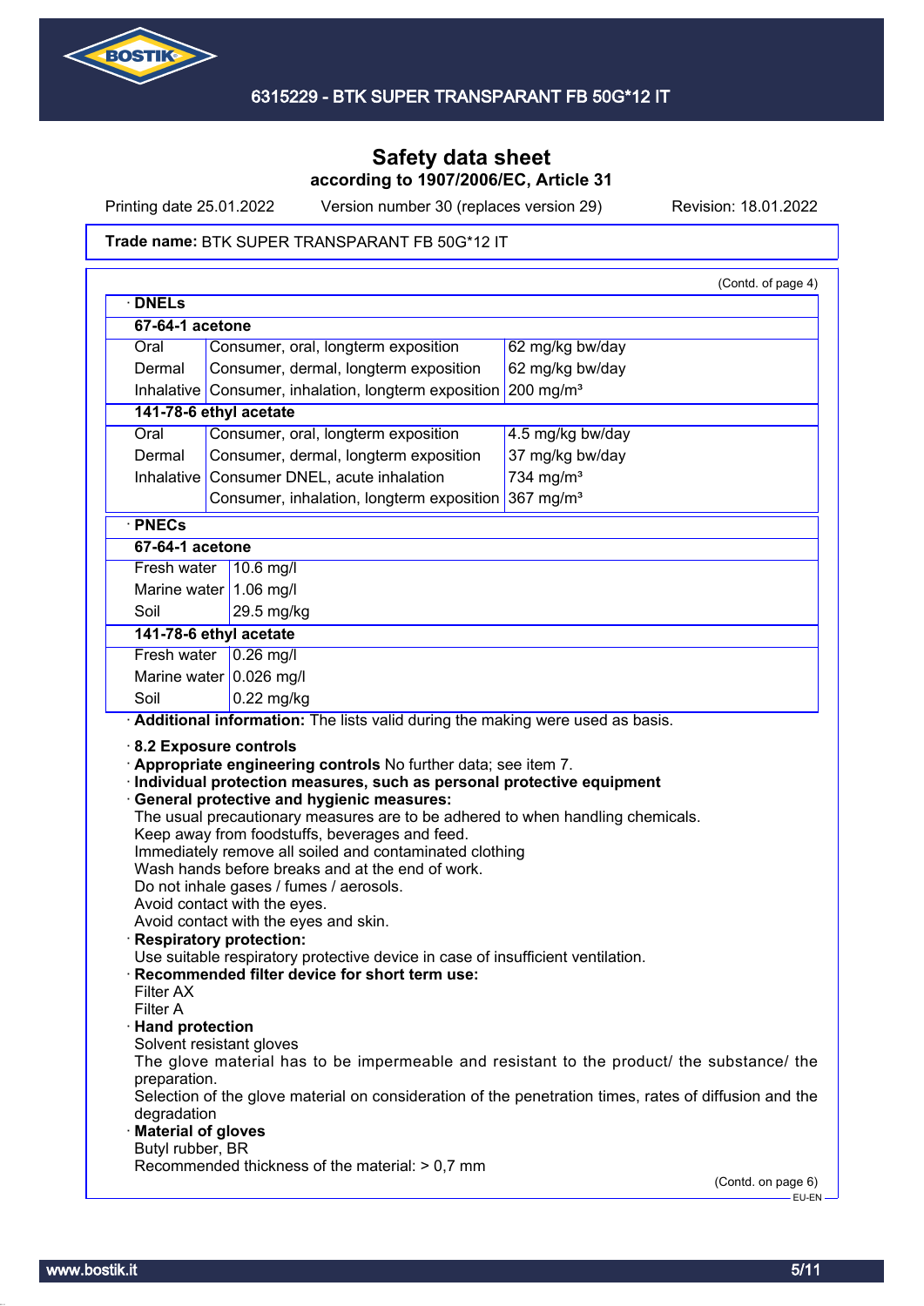# Safety data sheet
**according to 1907/2006/EC, Article 31**

Printing date 25.01.2022 Version number 30 (replaces version 29) Revision: 18.01.2022

**Trade name:** BTK SUPER TRANSPARANT FB 50G*12 IT

(Contd. of page 4)

· **DNELs**

| **67-64-1 acetone** | | |
|---|---|---|
| Oral | Consumer, oral, longterm exposition | 62 mg/kg bw/day |
| Dermal | Consumer, dermal, longterm exposition | 62 mg/kg bw/day |
| Inhalative | Consumer, inhalation, longterm exposition | 200 mg/m³ |
| **141-78-6 ethyl acetate** | | |
| Oral | Consumer, oral, longterm exposition | 4.5 mg/kg bw/day |
| Dermal | Consumer, dermal, longterm exposition | 37 mg/kg bw/day |
| Inhalative | Consumer DNEL, acute inhalation | 734 mg/m³ |
| | Consumer, inhalation, longterm exposition | 367 mg/m³ |

· **PNECs**

| **67-64-1 acetone** | |
|---|---|
| Fresh water | 10.6 mg/l |
| Marine water | 1.06 mg/l |
| Soil | 29.5 mg/kg |
| **141-78-6 ethyl acetate** | |
| Fresh water | 0.26 mg/l |
| Marine water | 0.026 mg/l |
| Soil | 0.22 mg/kg |

· **Additional information:** The lists valid during the making were used as basis.

· **8.2 Exposure controls**
· **Appropriate engineering controls** No further data; see item 7.
· **Individual protection measures, such as personal protective equipment**
· **General protective and hygienic measures:**
The usual precautionary measures are to be adhered to when handling chemicals.
Keep away from foodstuffs, beverages and feed.
Immediately remove all soiled and contaminated clothing
Wash hands before breaks and at the end of work.
Do not inhale gases / fumes / aerosols.
Avoid contact with the eyes.
Avoid contact with the eyes and skin.
· **Respiratory protection:**
Use suitable respiratory protective device in case of insufficient ventilation.
· **Recommended filter device for short term use:**
Filter AX
Filter A
· **Hand protection**
Solvent resistant gloves
The glove material has to be impermeable and resistant to the product/ the substance/ the preparation.
Selection of the glove material on consideration of the penetration times, rates of diffusion and the degradation
· **Material of gloves**
Butyl rubber, BR
Recommended thickness of the material: > 0,7 mm

(Contd. on page 6)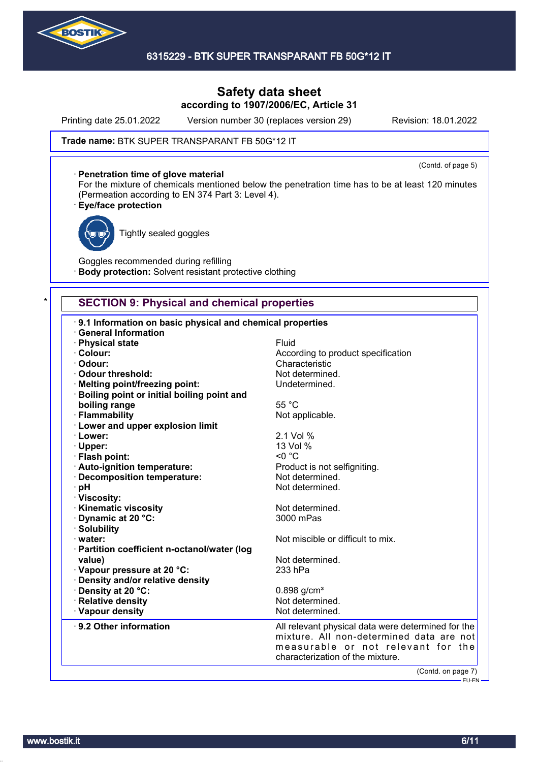**Trade name:** BTK SUPER TRANSPARANT FB 50G*12 IT

(Contd. of page 5)

· **Penetration time of glove material**
For the mixture of chemicals mentioned below the penetration time has to be at least 120 minutes (Permeation according to EN 374 Part 3: Level 4).

· **Eye/face protection**

Tightly sealed goggles

Goggles recommended during refilling

· **Body protection:** Solvent resistant protective clothing

## SECTION 9: Physical and chemical properties

| | |
|---|---|
| · **9.1 Information on basic physical and chemical properties** | |
| · **General Information** | |
| · **Physical state** | Fluid |
| · **Colour:** | According to product specification |
| · **Odour:** | Characteristic |
| · **Odour threshold:** | Not determined. |
| · **Melting point/freezing point:** | Undetermined. |
| · **Boiling point or initial boiling point and boiling range** | 55 °C |
| · **Flammability** | Not applicable. |
| · **Lower and upper explosion limit** | |
| · **Lower:** | 2.1 Vol % |
| · **Upper:** | 13 Vol % |
| · **Flash point:** | <0 °C |
| · **Auto-ignition temperature:** | Product is not selfigniting. |
| · **Decomposition temperature:** | Not determined. |
| · **pH** | Not determined. |
| · **Viscosity:** | |
| · **Kinematic viscosity** | Not determined. |
| · **Dynamic at 20 °C:** | 3000 mPas |
| · **Solubility** | |
| · **water:** | Not miscible or difficult to mix. |
| · **Partition coefficient n-octanol/water (log value)** | Not determined. |
| · **Vapour pressure at 20 °C:** | 233 hPa |
| · **Density and/or relative density** | |
| · **Density at 20 °C:** | 0.898 g/cm³ |
| · **Relative density** | Not determined. |
| · **Vapour density** | Not determined. |
| · **9.2 Other information** | All relevant physical data were determined for the mixture. All non-determined data are not measurable or not relevant for the characterization of the mixture. |

(Contd. on page 7)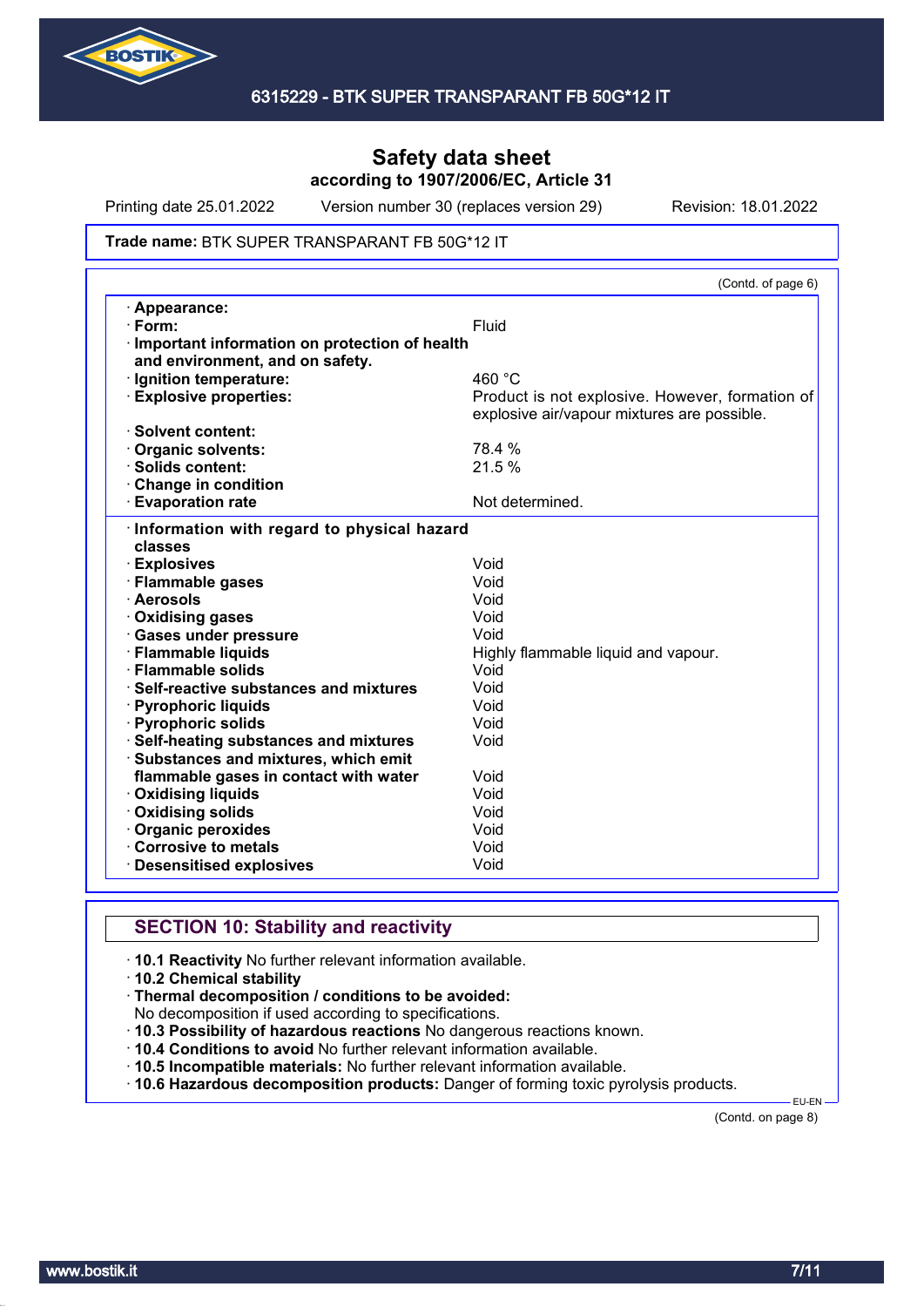Safety data sheet
according to 1907/2006/EC, Article 31

Printing date 25.01.2022 Version number 30 (replaces version 29) Revision: 18.01.2022

**Trade name:** BTK SUPER TRANSPARANT FB 50G*12 IT

(Contd. of page 6)

| | |
|---|---|
| · **Appearance:** | |
| · **Form:** | Fluid |
| · **Important information on protection of health and environment, and on safety.** | |
| · **Ignition temperature:** | 460 °C |
| · **Explosive properties:** | Product is not explosive. However, formation of explosive air/vapour mixtures are possible. |
| · **Solvent content:** | |
| · **Organic solvents:** | 78.4 % |
| · **Solids content:** | 21.5 % |
| · **Change in condition** | |
| · **Evaporation rate** | Not determined. |

| | |
|---|---|
| · **Information with regard to physical hazard classes** | |
| · **Explosives** | Void |
| · **Flammable gases** | Void |
| · **Aerosols** | Void |
| · **Oxidising gases** | Void |
| · **Gases under pressure** | Void |
| · **Flammable liquids** | Highly flammable liquid and vapour. |
| · **Flammable solids** | Void |
| · **Self-reactive substances and mixtures** | Void |
| · **Pyrophoric liquids** | Void |
| · **Pyrophoric solids** | Void |
| · **Self-heating substances and mixtures** | Void |
| · **Substances and mixtures, which emit flammable gases in contact with water** | Void |
| · **Oxidising liquids** | Void |
| · **Oxidising solids** | Void |
| · **Organic peroxides** | Void |
| · **Corrosive to metals** | Void |
| · **Desensitised explosives** | Void |

## SECTION 10: Stability and reactivity

· **10.1 Reactivity** No further relevant information available.
· **10.2 Chemical stability**
· **Thermal decomposition / conditions to be avoided:**
No decomposition if used according to specifications.
· **10.3 Possibility of hazardous reactions** No dangerous reactions known.
· **10.4 Conditions to avoid** No further relevant information available.
· **10.5 Incompatible materials:** No further relevant information available.
· **10.6 Hazardous decomposition products:** Danger of forming toxic pyrolysis products.

EU-EN

(Contd. on page 8)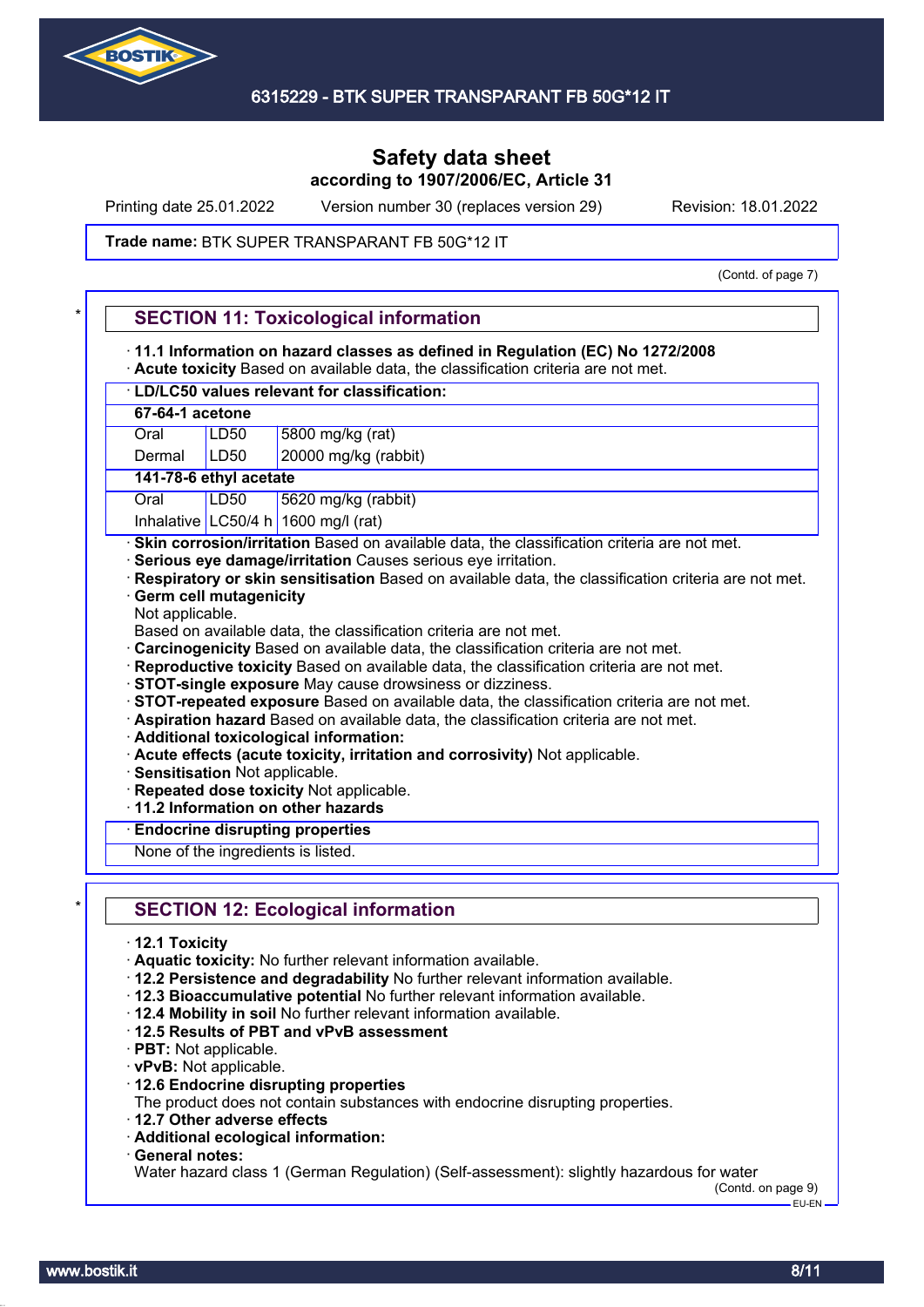**Safety data sheet**
**according to 1907/2006/EC, Article 31**

Printing date 25.01.2022 Version number 30 (replaces version 29) Revision: 18.01.2022

**Trade name:** BTK SUPER TRANSPARANT FB 50G*12 IT

(Contd. of page 7)

## SECTION 11: Toxicological information

· **11.1 Information on hazard classes as defined in Regulation (EC) No 1272/2008**
· **Acute toxicity** Based on available data, the classification criteria are not met.

| · **LD/LC50 values relevant for classification:** | | |
|---|---|---|
| **67-64-1 acetone** | | |
| Oral | LD50 | 5800 mg/kg (rat) |
| Dermal | LD50 | 20000 mg/kg (rabbit) |
| **141-78-6 ethyl acetate** | | |
| Oral | LD50 | 5620 mg/kg (rabbit) |
| Inhalative | LC50/4 h | 1600 mg/l (rat) |

· **Skin corrosion/irritation** Based on available data, the classification criteria are not met.
· **Serious eye damage/irritation** Causes serious eye irritation.
· **Respiratory or skin sensitisation** Based on available data, the classification criteria are not met.
· **Germ cell mutagenicity**
Not applicable.
Based on available data, the classification criteria are not met.
· **Carcinogenicity** Based on available data, the classification criteria are not met.
· **Reproductive toxicity** Based on available data, the classification criteria are not met.
· **STOT-single exposure** May cause drowsiness or dizziness.
· **STOT-repeated exposure** Based on available data, the classification criteria are not met.
· **Aspiration hazard** Based on available data, the classification criteria are not met.
· **Additional toxicological information:**
· **Acute effects (acute toxicity, irritation and corrosivity)** Not applicable.
· **Sensitisation** Not applicable.
· **Repeated dose toxicity** Not applicable.
· **11.2 Information on other hazards**

· **Endocrine disrupting properties**
None of the ingredients is listed.

## SECTION 12: Ecological information

· **12.1 Toxicity**
· **Aquatic toxicity:** No further relevant information available.
· **12.2 Persistence and degradability** No further relevant information available.
· **12.3 Bioaccumulative potential** No further relevant information available.
· **12.4 Mobility in soil** No further relevant information available.
· **12.5 Results of PBT and vPvB assessment**
· **PBT:** Not applicable.
· **vPvB:** Not applicable.
· **12.6 Endocrine disrupting properties**
The product does not contain substances with endocrine disrupting properties.
· **12.7 Other adverse effects**
· **Additional ecological information:**
· **General notes:**
Water hazard class 1 (German Regulation) (Self-assessment): slightly hazardous for water

(Contd. on page 9)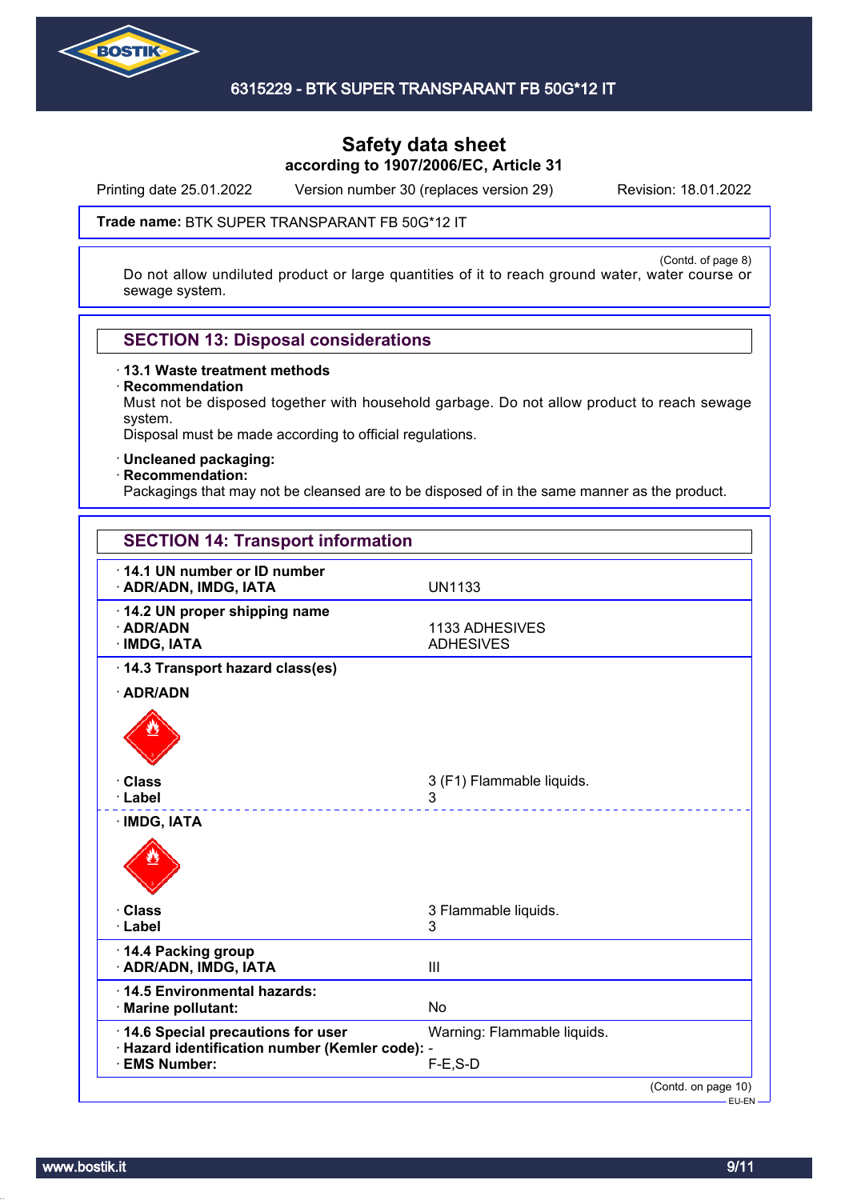**Safety data sheet**
**according to 1907/2006/EC, Article 31**

Printing date 25.01.2022 Version number 30 (replaces version 29) Revision: 18.01.2022

**Trade name:** BTK SUPER TRANSPARANT FB 50G*12 IT

(Contd. of page 8)

Do not allow undiluted product or large quantities of it to reach ground water, water course or sewage system.

## SECTION 13: Disposal considerations

· **13.1 Waste treatment methods**
· **Recommendation**
Must not be disposed together with household garbage. Do not allow product to reach sewage system.
Disposal must be made according to official regulations.

· **Uncleaned packaging:**
· **Recommendation:**
Packagings that may not be cleansed are to be disposed of in the same manner as the product.

## SECTION 14: Transport information

| | |
|---|---|
| · **14.1 UN number or ID number** | |
| · **ADR/ADN, IMDG, IATA** | UN1133 |
| · **14.2 UN proper shipping name** | |
| · **ADR/ADN** | 1133 ADHESIVES |
| · **IMDG, IATA** | ADHESIVES |
| · **14.3 Transport hazard class(es)** | |
| · **ADR/ADN** | |
| · **Class** | 3 (F1) Flammable liquids. |
| · **Label** | 3 |
| · **IMDG, IATA** | |
| · **Class** | 3 Flammable liquids. |
| · **Label** | 3 |
| · **14.4 Packing group** | |
| · **ADR/ADN, IMDG, IATA** | III |
| · **14.5 Environmental hazards:** | |
| · **Marine pollutant:** | No |
| · **14.6 Special precautions for user** | Warning: Flammable liquids. |
| · **Hazard identification number (Kemler code):** | - |
| · **EMS Number:** | F-E,S-D |

(Contd. on page 10)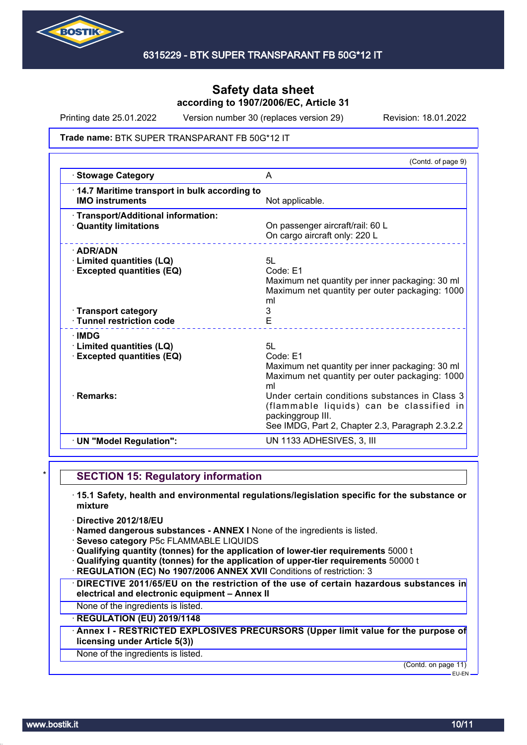**Trade name:** BTK SUPER TRANSPARANT FB 50G*12 IT

(Contd. of page 9)

| | |
|---|---|
| · **Stowage Category** | A |
| · **14.7 Maritime transport in bulk according to IMO instruments** | Not applicable. |
| · **Transport/Additional information:** | |
| · **Quantity limitations** | On passenger aircraft/rail: 60 L<br>On cargo aircraft only: 220 L |
| · **ADR/ADN** | |
| · **Limited quantities (LQ)** | 5L |
| · **Excepted quantities (EQ)** | Code: E1<br>Maximum net quantity per inner packaging: 30 ml<br>Maximum net quantity per outer packaging: 1000 ml |
| · **Transport category** | 3 |
| · **Tunnel restriction code** | E |
| · **IMDG** | |
| · **Limited quantities (LQ)** | 5L |
| · **Excepted quantities (EQ)** | Code: E1<br>Maximum net quantity per inner packaging: 30 ml<br>Maximum net quantity per outer packaging: 1000 ml |
| · **Remarks:** | Under certain conditions substances in Class 3 (flammable liquids) can be classified in packinggroup III.<br>See IMDG, Part 2, Chapter 2.3, Paragraph 2.3.2.2 |
| · **UN "Model Regulation":** | UN 1133 ADHESIVES, 3, III |

\*

## SECTION 15: Regulatory information

· **15.1 Safety, health and environmental regulations/legislation specific for the substance or mixture**

· **Directive 2012/18/EU**
· **Named dangerous substances - ANNEX I** None of the ingredients is listed.
· **Seveso category** P5c FLAMMABLE LIQUIDS
· **Qualifying quantity (tonnes) for the application of lower-tier requirements** 5000 t
· **Qualifying quantity (tonnes) for the application of upper-tier requirements** 50000 t
· **REGULATION (EC) No 1907/2006 ANNEX XVII** Conditions of restriction: 3

· **DIRECTIVE 2011/65/EU on the restriction of the use of certain hazardous substances in electrical and electronic equipment – Annex II**

None of the ingredients is listed.

· **REGULATION (EU) 2019/1148**

· **Annex I - RESTRICTED EXPLOSIVES PRECURSORS (Upper limit value for the purpose of licensing under Article 5(3))**

None of the ingredients is listed.

(Contd. on page 11)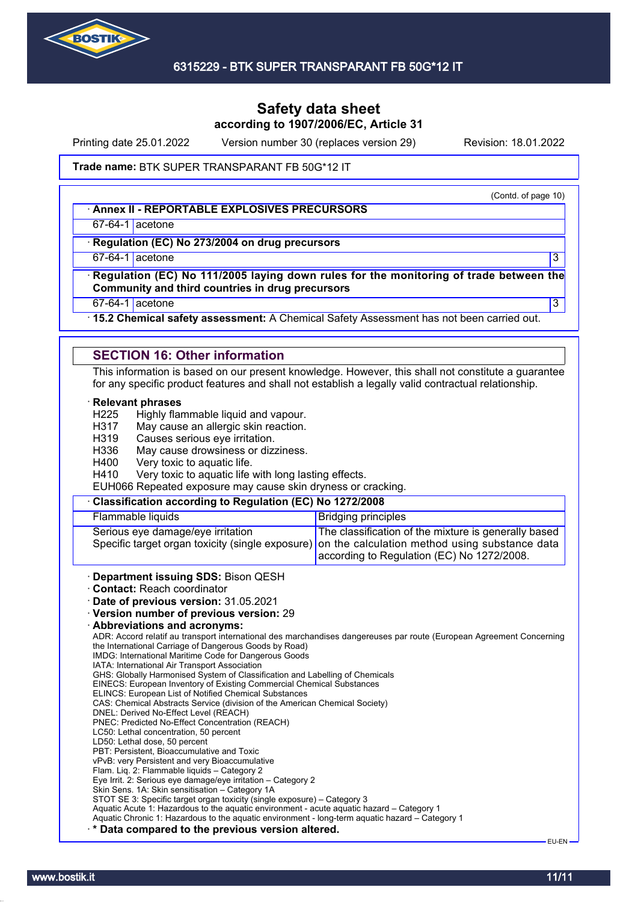# Safety data sheet
according to 1907/2006/EC, Article 31

Printing date 25.01.2022 Version number 30 (replaces version 29) Revision: 18.01.2022

**Trade name:** BTK SUPER TRANSPARANT FB 50G*12 IT

(Contd. of page 10)

· **Annex II - REPORTABLE EXPLOSIVES PRECURSORS**

| | |
|---|---|
| 67-64-1 | acetone |

· **Regulation (EC) No 273/2004 on drug precursors**

| | | |
|---|---|---|
| 67-64-1 | acetone | 3 |

· **Regulation (EC) No 111/2005 laying down rules for the monitoring of trade between the Community and third countries in drug precursors**

| | | |
|---|---|---|
| 67-64-1 | acetone | 3 |

· **15.2 Chemical safety assessment:** A Chemical Safety Assessment has not been carried out.

## SECTION 16: Other information

This information is based on our present knowledge. However, this shall not constitute a guarantee for any specific product features and shall not establish a legally valid contractual relationship.

· **Relevant phrases**

H225 Highly flammable liquid and vapour.
H317 May cause an allergic skin reaction.
H319 Causes serious eye irritation.
H336 May cause drowsiness or dizziness.
H400 Very toxic to aquatic life.
H410 Very toxic to aquatic life with long lasting effects.
EUH066 Repeated exposure may cause skin dryness or cracking.

· **Classification according to Regulation (EC) No 1272/2008**

| | |
|---|---|
| Flammable liquids | Bridging principles |
| Serious eye damage/eye irritation<br>Specific target organ toxicity (single exposure) | The classification of the mixture is generally based on the calculation method using substance data according to Regulation (EC) No 1272/2008. |

· **Department issuing SDS:** Bison QESH
· **Contact:** Reach coordinator
· **Date of previous version:** 31.05.2021
· **Version number of previous version:** 29
· **Abbreviations and acronyms:**

ADR: Accord relatif au transport international des marchandises dangereuses par route (European Agreement Concerning the International Carriage of Dangerous Goods by Road)
IMDG: International Maritime Code for Dangerous Goods
IATA: International Air Transport Association
GHS: Globally Harmonised System of Classification and Labelling of Chemicals
EINECS: European Inventory of Existing Commercial Chemical Substances
ELINCS: European List of Notified Chemical Substances
CAS: Chemical Abstracts Service (division of the American Chemical Society)
DNEL: Derived No-Effect Level (REACH)
PNEC: Predicted No-Effect Concentration (REACH)
LC50: Lethal concentration, 50 percent
LD50: Lethal dose, 50 percent
PBT: Persistent, Bioaccumulative and Toxic
vPvB: very Persistent and very Bioaccumulative
Flam. Liq. 2: Flammable liquids – Category 2
Eye Irrit. 2: Serious eye damage/eye irritation – Category 2
Skin Sens. 1A: Skin sensitisation – Category 1A
STOT SE 3: Specific target organ toxicity (single exposure) – Category 3
Aquatic Acute 1: Hazardous to the aquatic environment - acute aquatic hazard – Category 1
Aquatic Chronic 1: Hazardous to the aquatic environment - long-term aquatic hazard – Category 1

· **\* Data compared to the previous version altered.**